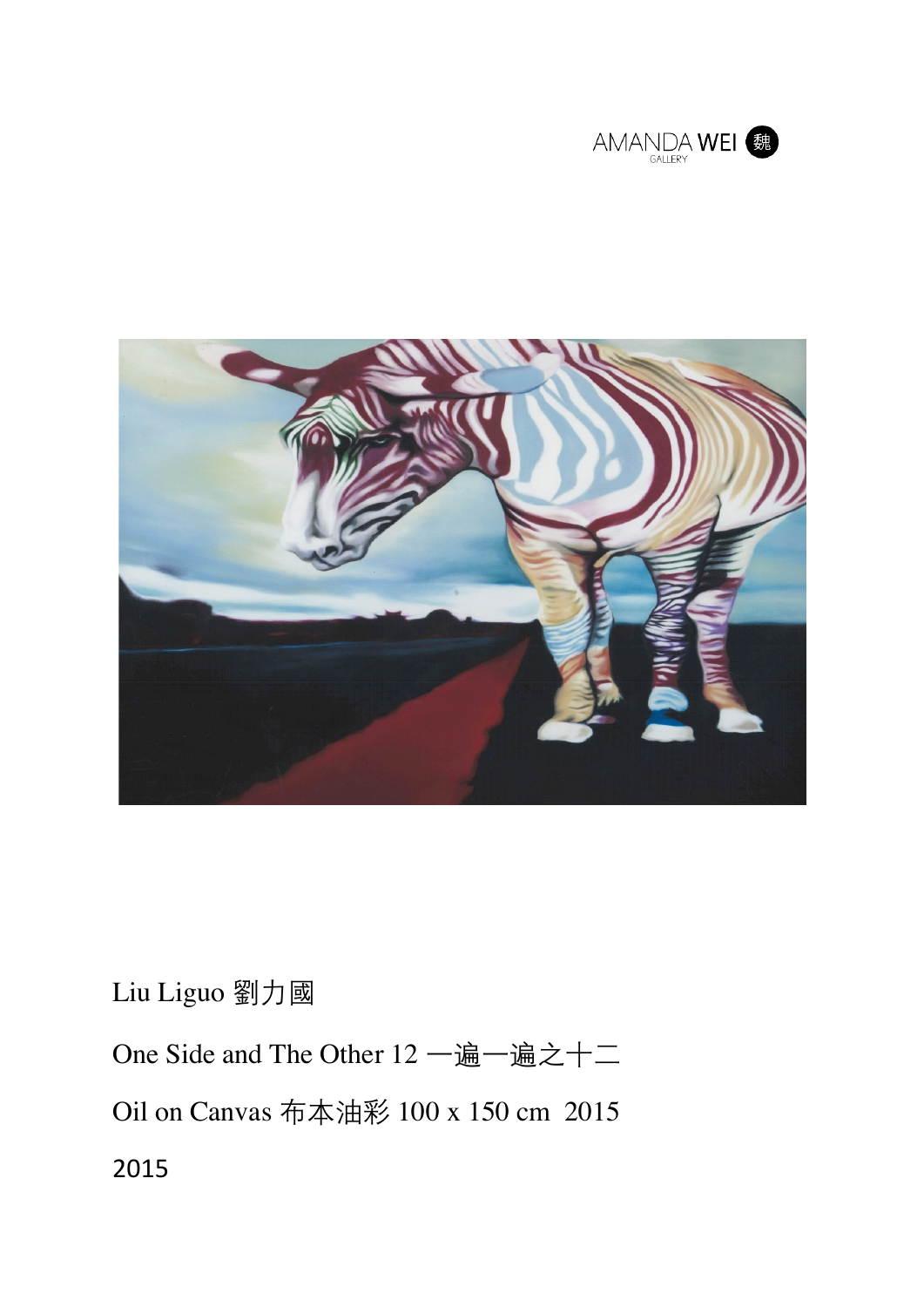AMANDA WEI 魏
GALLERY

Liu Liguo 劉力國

One Side and The Other 12 一遍一遍之十二

Oil on Canvas 布本油彩 100 x 150 cm 2015

2015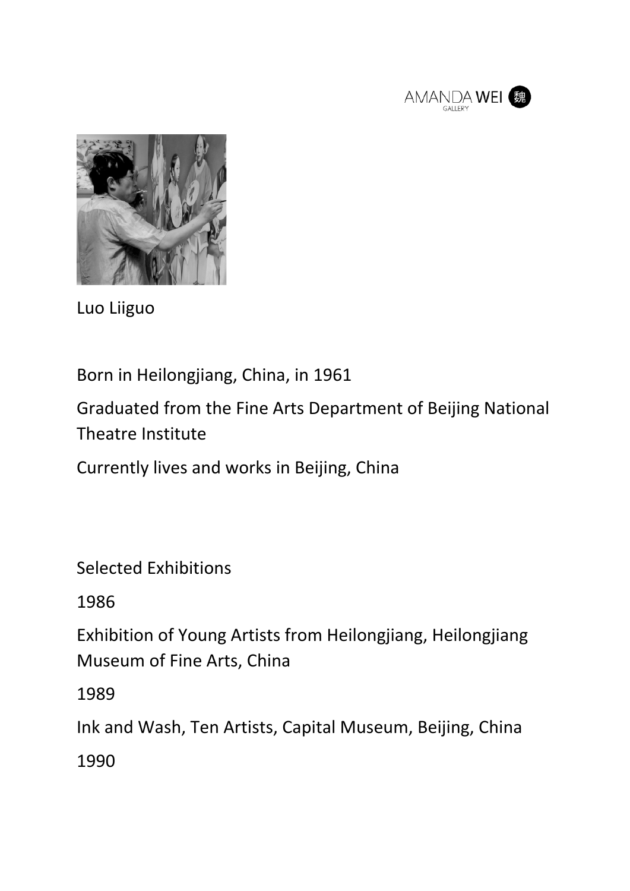Luo Liiguo

Born in Heilongjiang, China, in 1961

Graduated from the Fine Arts Department of Beijing National Theatre Institute

Currently lives and works in Beijing, China

Selected Exhibitions

1986

Exhibition of Young Artists from Heilongjiang, Heilongjiang Museum of Fine Arts, China

1989

Ink and Wash, Ten Artists, Capital Museum, Beijing, China

1990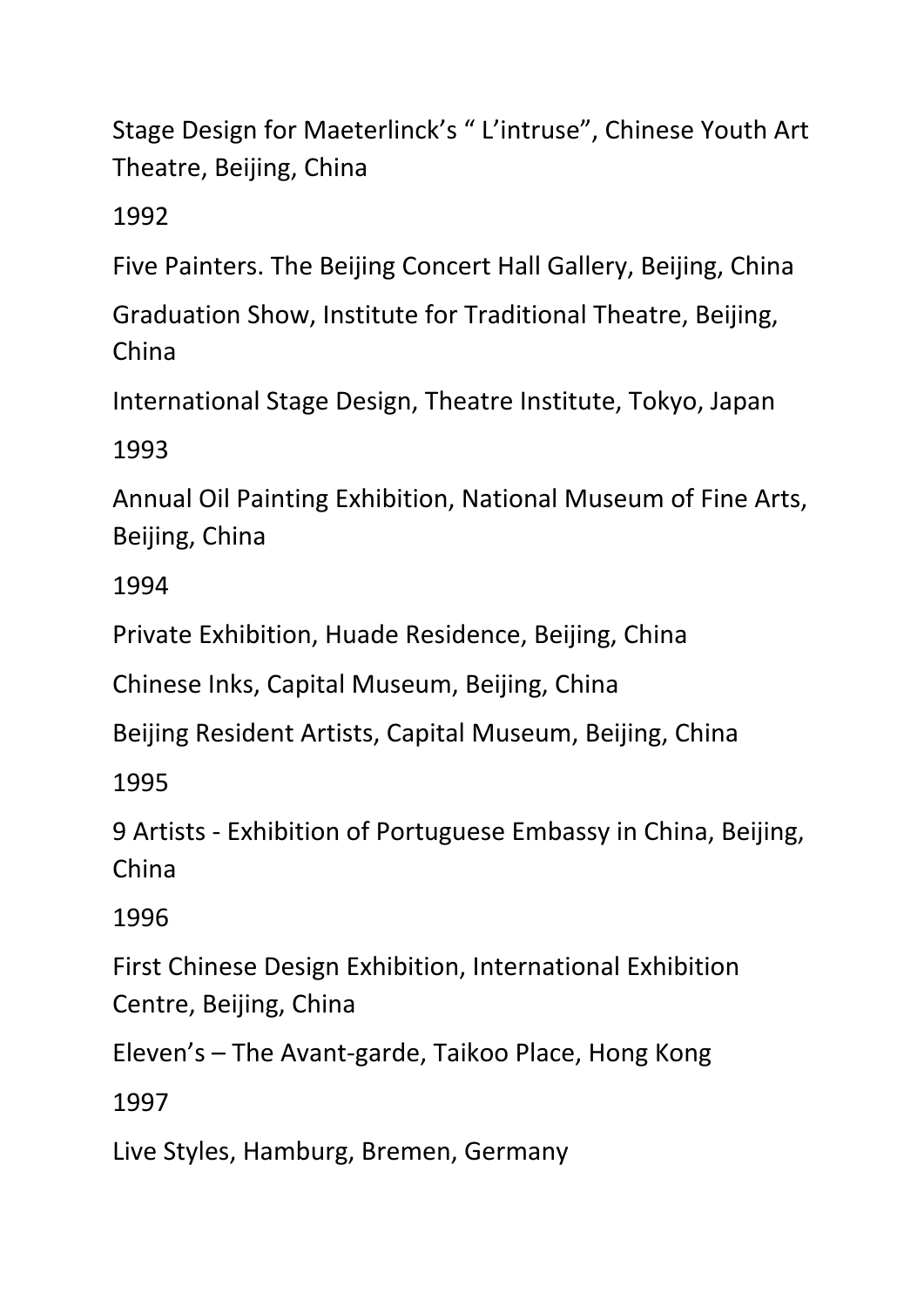Stage Design for Maeterlinck’s “ L’intruse”, Chinese Youth Art Theatre, Beijing, China

1992

Five Painters. The Beijing Concert Hall Gallery, Beijing, China

Graduation Show, Institute for Traditional Theatre, Beijing, China

International Stage Design, Theatre Institute, Tokyo, Japan

1993

Annual Oil Painting Exhibition, National Museum of Fine Arts, Beijing, China

1994

Private Exhibition, Huade Residence, Beijing, China

Chinese Inks, Capital Museum, Beijing, China

Beijing Resident Artists, Capital Museum, Beijing, China

1995

9 Artists - Exhibition of Portuguese Embassy in China, Beijing, China

1996

First Chinese Design Exhibition, International Exhibition Centre, Beijing, China

Eleven’s – The Avant-garde, Taikoo Place, Hong Kong

1997

Live Styles, Hamburg, Bremen, Germany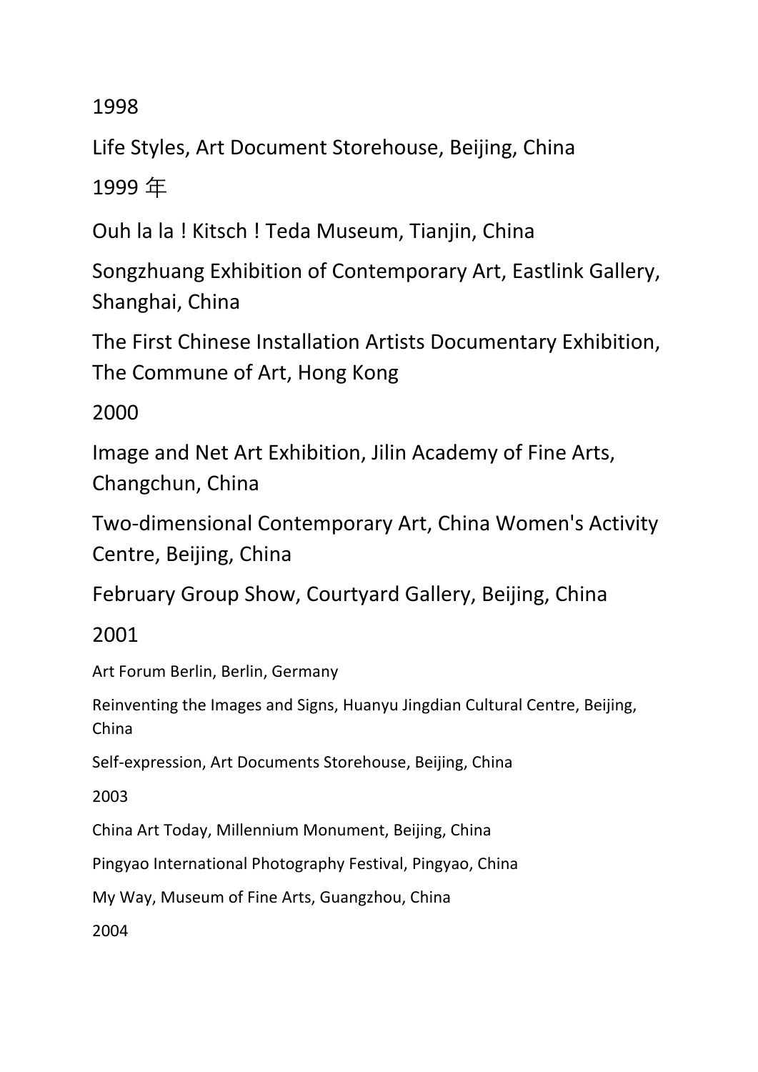1998

Life Styles, Art Document Storehouse, Beijing, China

1999 年

Ouh la la ! Kitsch ! Teda Museum, Tianjin, China

Songzhuang Exhibition of Contemporary Art, Eastlink Gallery, Shanghai, China

The First Chinese Installation Artists Documentary Exhibition, The Commune of Art, Hong Kong

2000

Image and Net Art Exhibition, Jilin Academy of Fine Arts, Changchun, China

Two-dimensional Contemporary Art, China Women's Activity Centre, Beijing, China

February Group Show, Courtyard Gallery, Beijing, China

2001

Art Forum Berlin, Berlin, Germany

Reinventing the Images and Signs, Huanyu Jingdian Cultural Centre, Beijing, China

Self-expression, Art Documents Storehouse, Beijing, China

2003

China Art Today, Millennium Monument, Beijing, China

Pingyao International Photography Festival, Pingyao, China

My Way, Museum of Fine Arts, Guangzhou, China

2004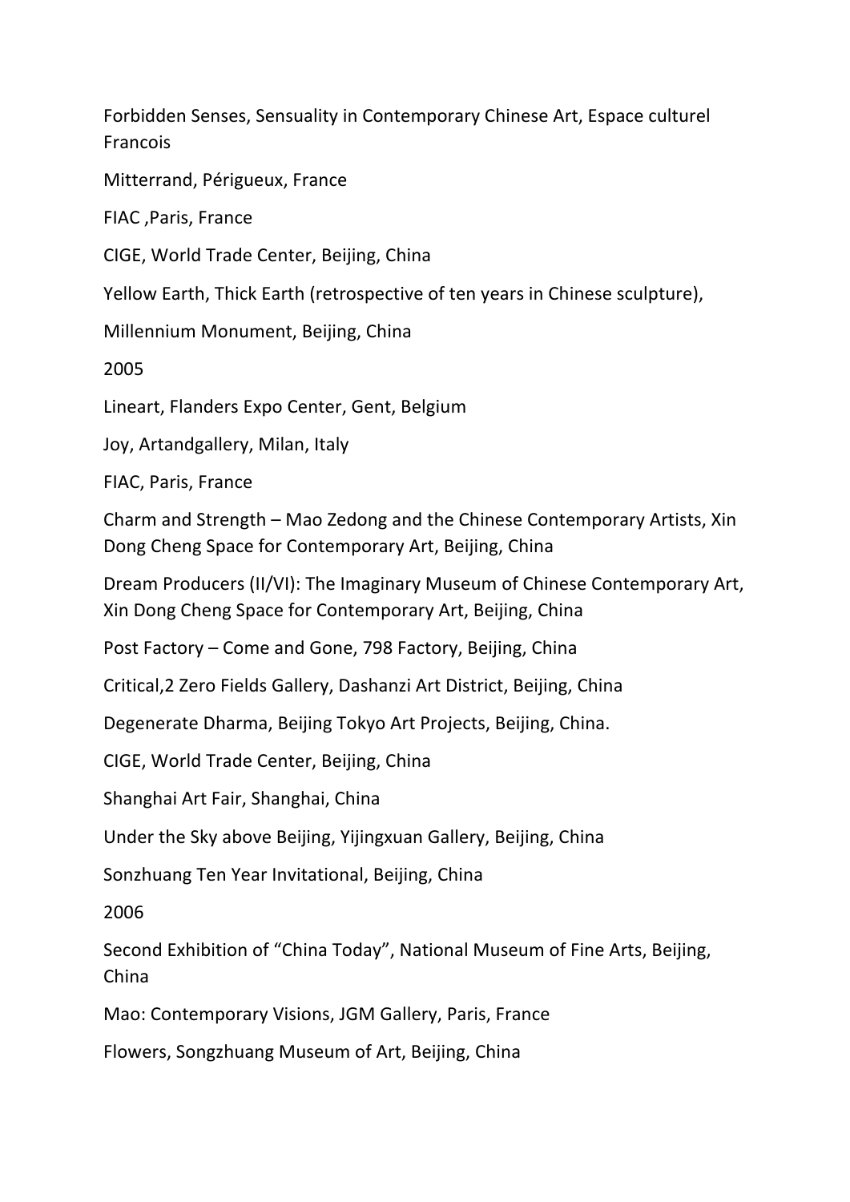Forbidden Senses, Sensuality in Contemporary Chinese Art, Espace culturel Francois

Mitterrand, Périgueux, France

FIAC ,Paris, France

CIGE, World Trade Center, Beijing, China

Yellow Earth, Thick Earth (retrospective of ten years in Chinese sculpture),

Millennium Monument, Beijing, China

2005

Lineart, Flanders Expo Center, Gent, Belgium

Joy, Artandgallery, Milan, Italy

FIAC, Paris, France

Charm and Strength – Mao Zedong and the Chinese Contemporary Artists, Xin Dong Cheng Space for Contemporary Art, Beijing, China

Dream Producers (II/VI): The Imaginary Museum of Chinese Contemporary Art, Xin Dong Cheng Space for Contemporary Art, Beijing, China

Post Factory – Come and Gone, 798 Factory, Beijing, China

Critical,2 Zero Fields Gallery, Dashanzi Art District, Beijing, China

Degenerate Dharma, Beijing Tokyo Art Projects, Beijing, China.

CIGE, World Trade Center, Beijing, China

Shanghai Art Fair, Shanghai, China

Under the Sky above Beijing, Yijingxuan Gallery, Beijing, China

Sonzhuang Ten Year Invitational, Beijing, China

2006

Second Exhibition of “China Today”, National Museum of Fine Arts, Beijing, China

Mao: Contemporary Visions, JGM Gallery, Paris, France

Flowers, Songzhuang Museum of Art, Beijing, China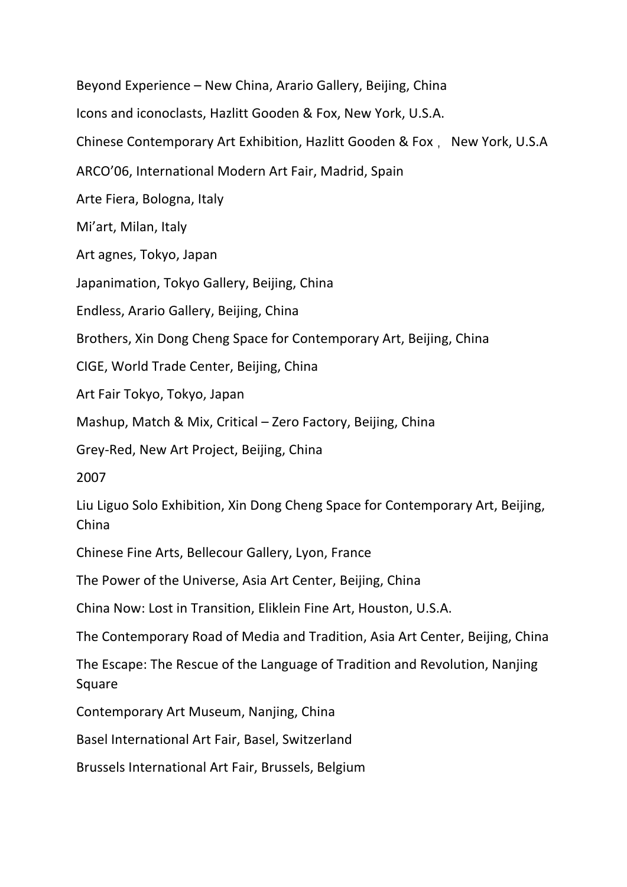Beyond Experience – New China, Arario Gallery, Beijing, China

Icons and iconoclasts, Hazlitt Gooden & Fox, New York, U.S.A.

Chinese Contemporary Art Exhibition, Hazlitt Gooden & Fox， New York, U.S.A

ARCO'06, International Modern Art Fair, Madrid, Spain

Arte Fiera, Bologna, Italy

Mi'art, Milan, Italy

Art agnes, Tokyo, Japan

Japanimation, Tokyo Gallery, Beijing, China

Endless, Arario Gallery, Beijing, China

Brothers, Xin Dong Cheng Space for Contemporary Art, Beijing, China

CIGE, World Trade Center, Beijing, China

Art Fair Tokyo, Tokyo, Japan

Mashup, Match & Mix, Critical – Zero Factory, Beijing, China

Grey-Red, New Art Project, Beijing, China

2007

Liu Liguo Solo Exhibition, Xin Dong Cheng Space for Contemporary Art, Beijing, China

Chinese Fine Arts, Bellecour Gallery, Lyon, France

The Power of the Universe, Asia Art Center, Beijing, China

China Now: Lost in Transition, Eliklein Fine Art, Houston, U.S.A.

The Contemporary Road of Media and Tradition, Asia Art Center, Beijing, China

The Escape: The Rescue of the Language of Tradition and Revolution, Nanjing Square

Contemporary Art Museum, Nanjing, China

Basel International Art Fair, Basel, Switzerland

Brussels International Art Fair, Brussels, Belgium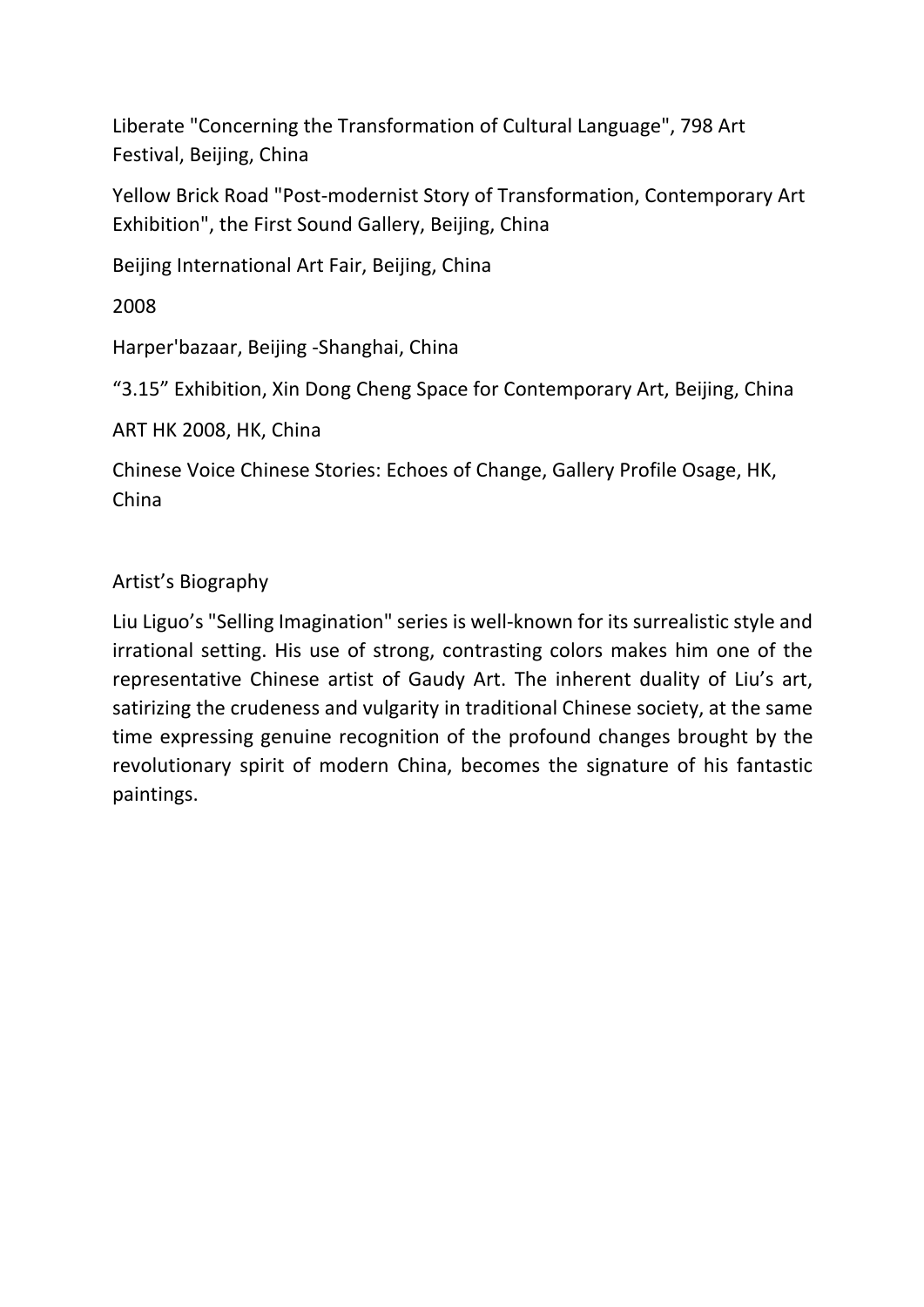Liberate "Concerning the Transformation of Cultural Language", 798 Art Festival, Beijing, China

Yellow Brick Road "Post-modernist Story of Transformation, Contemporary Art Exhibition", the First Sound Gallery, Beijing, China

Beijing International Art Fair, Beijing, China

2008

Harper'bazaar, Beijing -Shanghai, China

“3.15” Exhibition, Xin Dong Cheng Space for Contemporary Art, Beijing, China

ART HK 2008, HK, China

Chinese Voice Chinese Stories: Echoes of Change, Gallery Profile Osage, HK, China

Artist’s Biography

Liu Liguo’s "Selling Imagination" series is well-known for its surrealistic style and irrational setting. His use of strong, contrasting colors makes him one of the representative Chinese artist of Gaudy Art. The inherent duality of Liu’s art, satirizing the crudeness and vulgarity in traditional Chinese society, at the same time expressing genuine recognition of the profound changes brought by the revolutionary spirit of modern China, becomes the signature of his fantastic paintings.